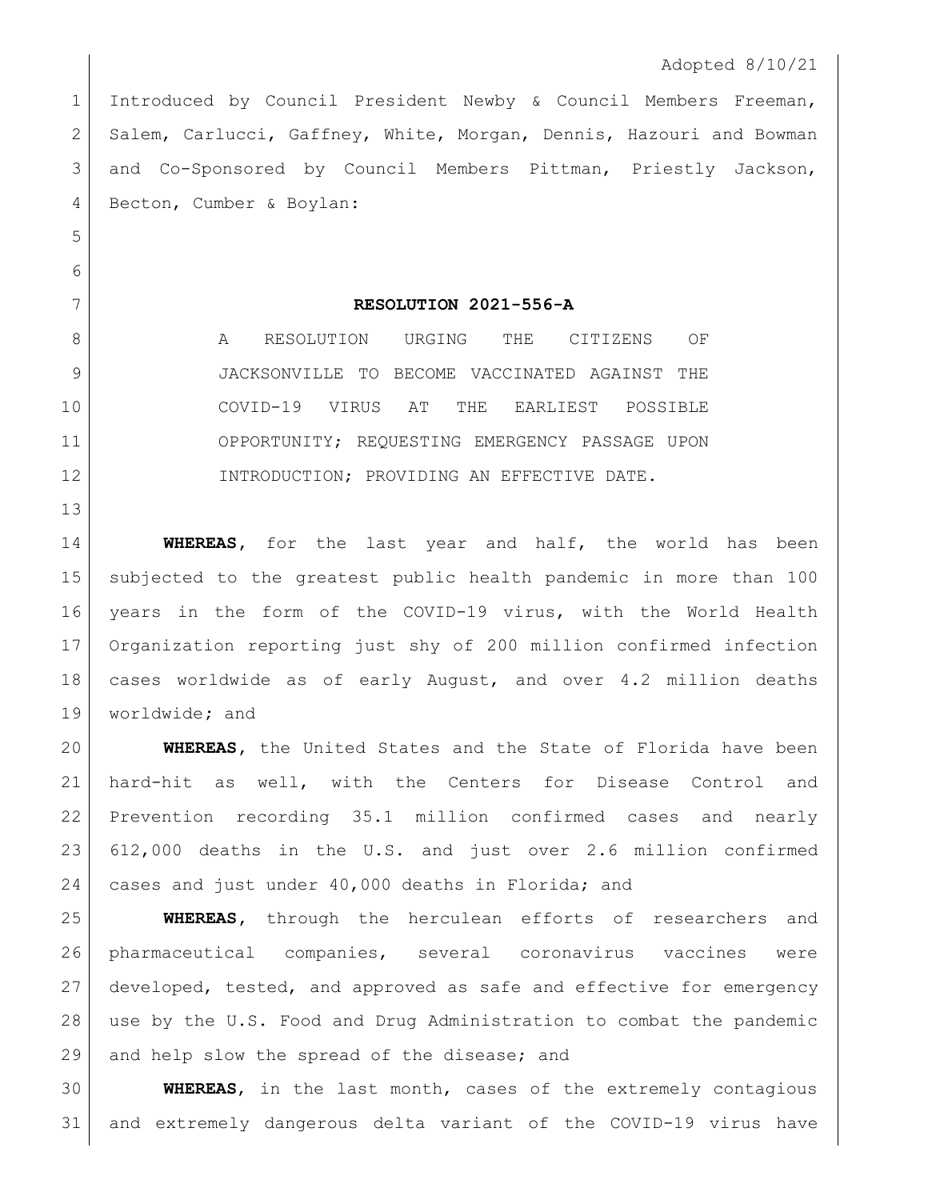Adopted 8/10/21

Introduced by Council President Newby & Council Members Freeman, Salem, Carlucci, Gaffney, White, Morgan, Dennis, Hazouri and Bowman and Co-Sponsored by Council Members Pittman, Priestly Jackson, Becton, Cumber & Boylan:

## RESOLUTION 2021-556-A

A RESOLUTION URGING THE CITIZENS OF JACKSONVILLE TO BECOME VACCINATED AGAINST THE COVID-19 VIRUS AT THE EARLIEST POSSIBLE OPPORTUNITY; REQUESTING EMERGENCY PASSAGE UPON INTRODUCTION; PROVIDING AN EFFECTIVE DATE.

**WHEREAS**, for the last year and half, the world has been subjected to the greatest public health pandemic in more than 100 years in the form of the COVID-19 virus, with the World Health Organization reporting just shy of 200 million confirmed infection cases worldwide as of early August, and over 4.2 million deaths worldwide; and

**WHEREAS**, the United States and the State of Florida have been hard-hit as well, with the Centers for Disease Control and Prevention recording 35.1 million confirmed cases and nearly 612,000 deaths in the U.S. and just over 2.6 million confirmed cases and just under 40,000 deaths in Florida; and

**WHEREAS**, through the herculean efforts of researchers and pharmaceutical companies, several coronavirus vaccines were developed, tested, and approved as safe and effective for emergency use by the U.S. Food and Drug Administration to combat the pandemic and help slow the spread of the disease; and

**WHEREAS**, in the last month, cases of the extremely contagious and extremely dangerous delta variant of the COVID-19 virus have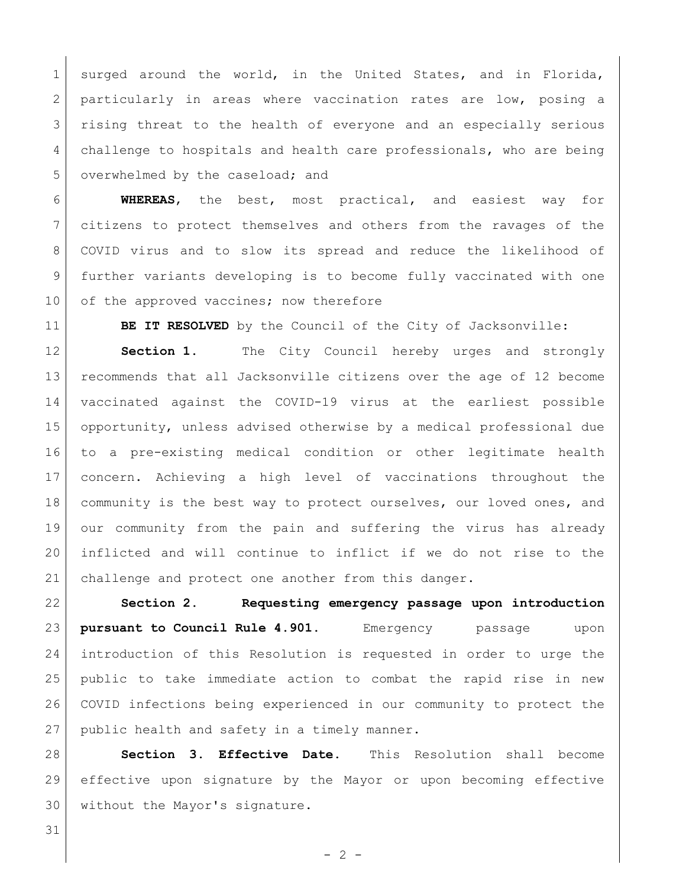surged around the world, in the United States, and in Florida, particularly in areas where vaccination rates are low, posing a rising threat to the health of everyone and an especially serious challenge to hospitals and health care professionals, who are being overwhelmed by the caseload; and

**WHEREAS**, the best, most practical, and easiest way for citizens to protect themselves and others from the ravages of the COVID virus and to slow its spread and reduce the likelihood of further variants developing is to become fully vaccinated with one of the approved vaccines; now therefore

**BE IT RESOLVED** by the Council of the City of Jacksonville:

**Section 1.** The City Council hereby urges and strongly recommends that all Jacksonville citizens over the age of 12 become vaccinated against the COVID-19 virus at the earliest possible opportunity, unless advised otherwise by a medical professional due to a pre-existing medical condition or other legitimate health concern. Achieving a high level of vaccinations throughout the community is the best way to protect ourselves, our loved ones, and our community from the pain and suffering the virus has already inflicted and will continue to inflict if we do not rise to the challenge and protect one another from this danger.

**Section 2. Requesting emergency passage upon introduction pursuant to Council Rule 4.901.** Emergency passage upon introduction of this Resolution is requested in order to urge the public to take immediate action to combat the rapid rise in new COVID infections being experienced in our community to protect the public health and safety in a timely manner.

**Section 3. Effective Date.** This Resolution shall become effective upon signature by the Mayor or upon becoming effective without the Mayor's signature.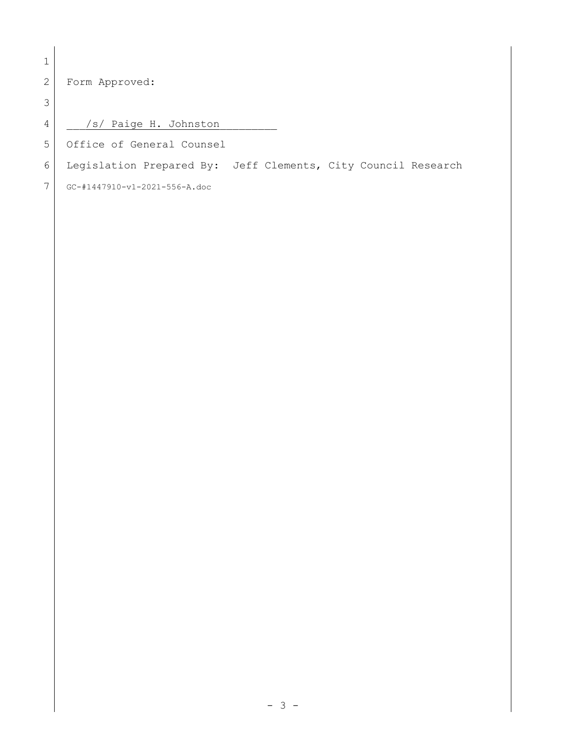Form Approved:

/s/ Paige H. Johnston

Office of General Counsel

Legislation Prepared By: Jeff Clements, City Council Research

GC-#1447910-v1-2021-556-A.doc